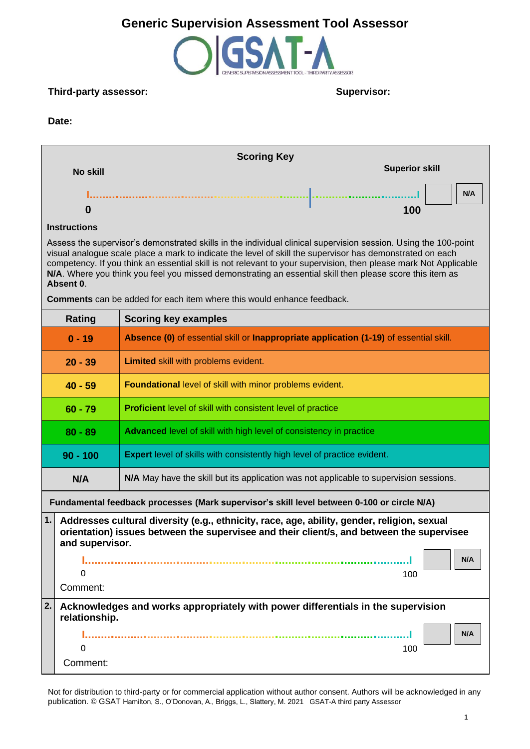# Generic Supervision Assessment Tool Assessor

GSAT-A

GENERIC SUPERVISION ASSESSMENT TOOL - THIRD PARTY ASSESSOR

**Third-party assessor:**

**Supervisor:**

**Date:**

**Scoring Key**

**No skill** — **Superior skill**

**0** — **100** — N/A

**Instructions**

Assess the supervisor's demonstrated skills in the individual clinical supervision session. Using the 100-point visual analogue scale place a mark to indicate the level of skill the supervisor has demonstrated on each competency. If you think an essential skill is not relevant to your supervision, then please mark Not Applicable **N/A**. Where you think you feel you missed demonstrating an essential skill then please score this item as **Absent 0**.

**Comments** can be added for each item where this would enhance feedback.

| Rating | Scoring key examples |
|---|---|
| 0 - 19 | **Absence (0)** of essential skill or **Inappropriate application (1-19)** of essential skill. |
| 20 - 39 | **Limited** skill with problems evident. |
| 40 - 59 | **Foundational** level of skill with minor problems evident. |
| 60 - 79 | **Proficient** level of skill with consistent level of practice |
| 80 - 89 | **Advanced** level of skill with high level of consistency in practice |
| 90 - 100 | **Expert** level of skills with consistently high level of practice evident. |
| N/A | **N/A** May have the skill but its application was not applicable to supervision sessions. |

**Fundamental feedback processes (Mark supervisor's skill level between 0-100 or circle N/A)**

**1. Addresses cultural diversity (e.g., ethnicity, race, age, ability, gender, religion, sexual orientation) issues between the supervisee and their client/s, and between the supervisee and supervisor.**

0 — 100 — N/A

Comment:

**2. Acknowledges and works appropriately with power differentials in the supervision relationship.**

0 — 100 — N/A

Comment:

Not for distribution to third-party or for commercial application without author consent. Authors will be acknowledged in any publication. © GSAT Hamilton, S., O'Donovan, A., Briggs, L., Slattery, M. 2021 GSAT-A third party Assessor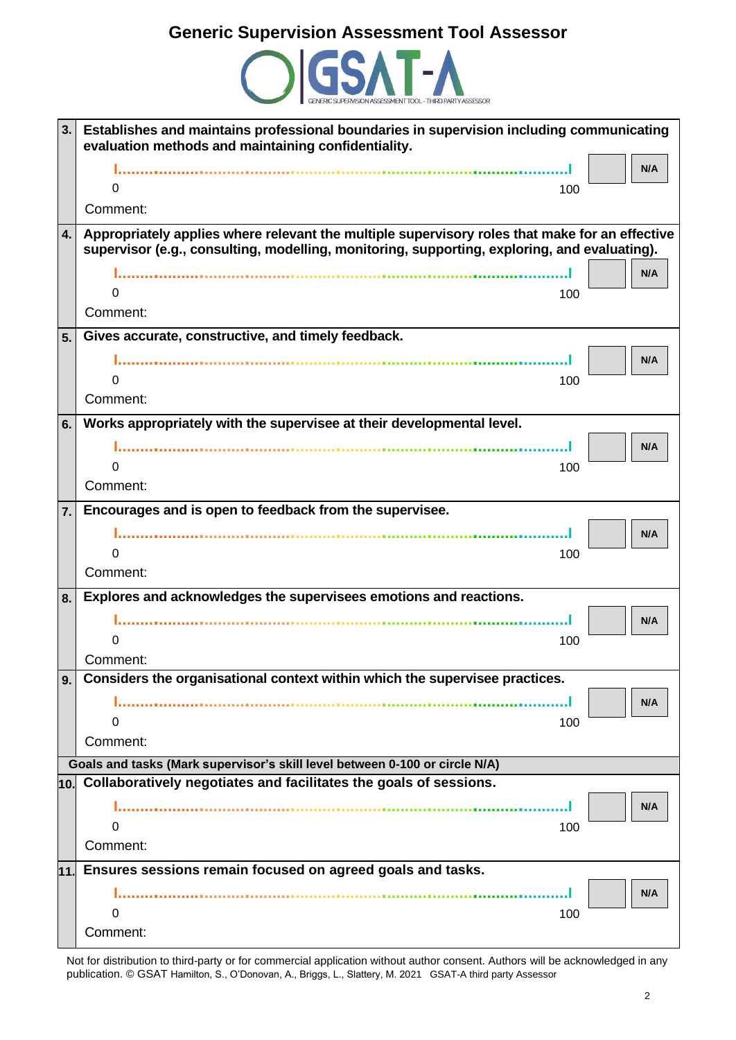# Generic Supervision Assessment Tool Assessor

GSAT-A

GENERIC SUPERVISION ASSESSMENT TOOL - THIRD PARTY ASSESSOR

**3. Establishes and maintains professional boundaries in supervision including communicating evaluation methods and maintaining confidentiality.**

0 ............................................................ 100 | | N/A

Comment:

**4. Appropriately applies where relevant the multiple supervisory roles that make for an effective supervisor (e.g., consulting, modelling, monitoring, supporting, exploring, and evaluating).**

0 ............................................................ 100 | | N/A

Comment:

**5. Gives accurate, constructive, and timely feedback.**

0 ............................................................ 100 | | N/A

Comment:

**6. Works appropriately with the supervisee at their developmental level.**

0 ............................................................ 100 | | N/A

Comment:

**7. Encourages and is open to feedback from the supervisee.**

0 ............................................................ 100 | | N/A

Comment:

**8. Explores and acknowledges the supervisees emotions and reactions.**

0 ............................................................ 100 | | N/A

Comment:

**9. Considers the organisational context within which the supervisee practices.**

0 ............................................................ 100 | | N/A

Comment:

**Goals and tasks (Mark supervisor's skill level between 0-100 or circle N/A)**

**10. Collaboratively negotiates and facilitates the goals of sessions.**

0 ............................................................ 100 | | N/A

Comment:

**11. Ensures sessions remain focused on agreed goals and tasks.**

0 ............................................................ 100 | | N/A

Comment:

Not for distribution to third-party or for commercial application without author consent. Authors will be acknowledged in any publication. © GSAT Hamilton, S., O'Donovan, A., Briggs, L., Slattery, M. 2021 GSAT-A third party Assessor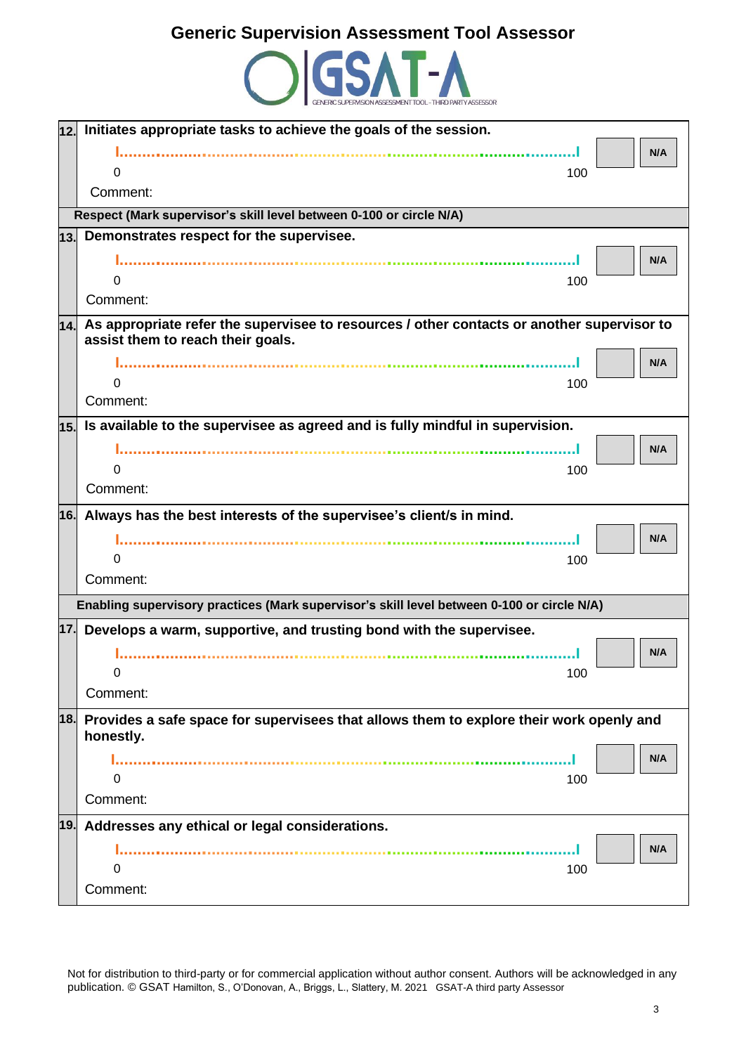# Generic Supervision Assessment Tool Assessor

GSAT-A

GENERIC SUPERVISION ASSESSMENT TOOL - THIRD PARTY ASSESSOR

**12. Initiates appropriate tasks to achieve the goals of the session.**

0 ........................................ 100 N/A

Comment:

**Respect (Mark supervisor's skill level between 0-100 or circle N/A)**

**13. Demonstrates respect for the supervisee.**

0 ........................................ 100 N/A

Comment:

**14. As appropriate refer the supervisee to resources / other contacts or another supervisor to assist them to reach their goals.**

0 ........................................ 100 N/A

Comment:

**15. Is available to the supervisee as agreed and is fully mindful in supervision.**

0 ........................................ 100 N/A

Comment:

**16. Always has the best interests of the supervisee's client/s in mind.**

0 ........................................ 100 N/A

Comment:

**Enabling supervisory practices (Mark supervisor's skill level between 0-100 or circle N/A)**

**17. Develops a warm, supportive, and trusting bond with the supervisee.**

0 ........................................ 100 N/A

Comment:

**18. Provides a safe space for supervisees that allows them to explore their work openly and honestly.**

0 ........................................ 100 N/A

Comment:

**19. Addresses any ethical or legal considerations.**

0 ........................................ 100 N/A

Comment:

Not for distribution to third-party or for commercial application without author consent. Authors will be acknowledged in any publication. © GSAT Hamilton, S., O'Donovan, A., Briggs, L., Slattery, M. 2021 GSAT-A third party Assessor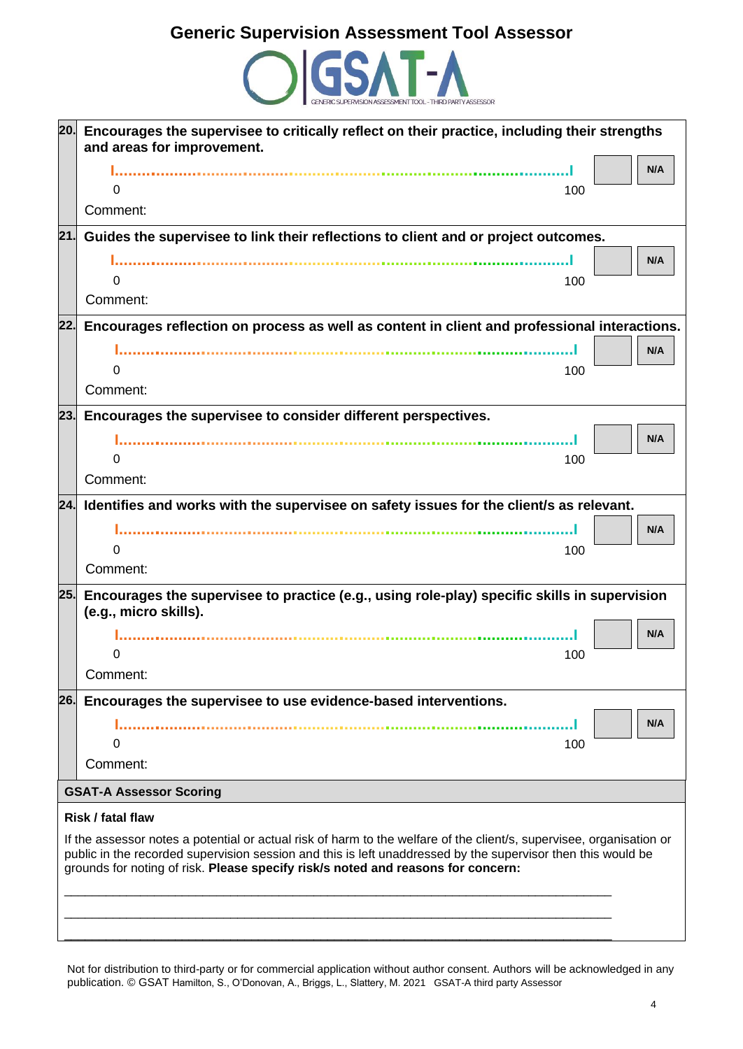# Generic Supervision Assessment Tool Assessor

**20. Encourages the supervisee to critically reflect on their practice, including their strengths and areas for improvement.**

0 ........................................................................................ 100 | | N/A

Comment:

**21. Guides the supervisee to link their reflections to client and or project outcomes.**

0 ........................................................................................ 100 | | N/A

Comment:

**22. Encourages reflection on process as well as content in client and professional interactions.**

0 ........................................................................................ 100 | | N/A

Comment:

**23. Encourages the supervisee to consider different perspectives.**

0 ........................................................................................ 100 | | N/A

Comment:

**24. Identifies and works with the supervisee on safety issues for the client/s as relevant.**

0 ........................................................................................ 100 | | N/A

Comment:

**25. Encourages the supervisee to practice (e.g., using role-play) specific skills in supervision (e.g., micro skills).**

0 ........................................................................................ 100 | | N/A

Comment:

**26. Encourages the supervisee to use evidence-based interventions.**

0 ........................................................................................ 100 | | N/A

Comment:

## GSAT-A Assessor Scoring

**Risk / fatal flaw**

If the assessor notes a potential or actual risk of harm to the welfare of the client/s, supervisee, organisation or public in the recorded supervision session and this is left unaddressed by the supervisor then this would be grounds for noting of risk. **Please specify risk/s noted and reasons for concern:**

_______________________________________________________________________________

_______________________________________________________________________________

_______________________________________________________________________________

Not for distribution to third-party or for commercial application without author consent. Authors will be acknowledged in any publication. © GSAT Hamilton, S., O'Donovan, A., Briggs, L., Slattery, M. 2021 GSAT-A third party Assessor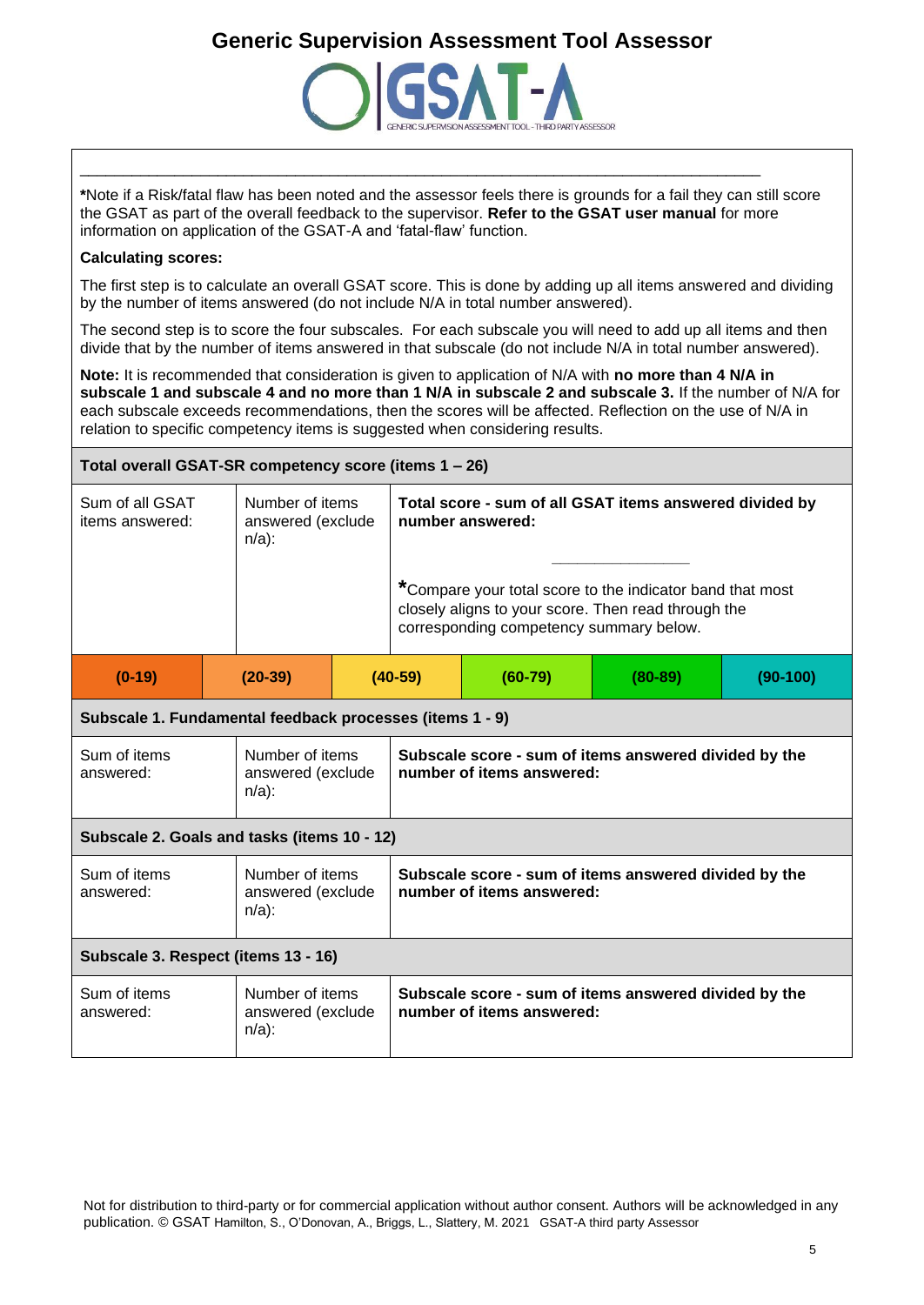# Generic Supervision Assessment Tool Assessor

GSAT-A

GENERIC SUPERVISION ASSESSMENT TOOL - THIRD PARTY ASSESSOR

---

***Note if a Risk/fatal flaw has been noted and the assessor feels there is grounds for a fail they can still score the GSAT as part of the overall feedback to the supervisor. **Refer to the GSAT user manual** for more information on application of the GSAT-A and 'fatal-flaw' function.

**Calculating scores:**

The first step is to calculate an overall GSAT score. This is done by adding up all items answered and dividing by the number of items answered (do not include N/A in total number answered).

The second step is to score the four subscales. For each subscale you will need to add up all items and then divide that by the number of items answered in that subscale (do not include N/A in total number answered).

**Note:** It is recommended that consideration is given to application of N/A with **no more than 4 N/A in subscale 1 and subscale 4 and no more than 1 N/A in subscale 2 and subscale 3.** If the number of N/A for each subscale exceeds recommendations, then the scores will be affected. Reflection on the use of N/A in relation to specific competency items is suggested when considering results.

| **Total overall GSAT-SR competency score (items 1 – 26)** | | |
|---|---|---|
| Sum of all GSAT items answered: | Number of items answered (exclude n/a): | **Total score - sum of all GSAT items answered divided by number answered:** ____________ *Compare your total score to the indicator band that most closely aligns to your score. Then read through the corresponding competency summary below. |

| (0-19) | (20-39) | (40-59) | (60-79) | (80-89) | (90-100) |
|---|---|---|---|---|---|

| **Subscale 1. Fundamental feedback processes (items 1 - 9)** | | |
|---|---|---|
| Sum of items answered: | Number of items answered (exclude n/a): | **Subscale score - sum of items answered divided by the number of items answered:** |
| **Subscale 2. Goals and tasks (items 10 - 12)** | | |
| Sum of items answered: | Number of items answered (exclude n/a): | **Subscale score - sum of items answered divided by the number of items answered:** |
| **Subscale 3. Respect (items 13 - 16)** | | |
| Sum of items answered: | Number of items answered (exclude n/a): | **Subscale score - sum of items answered divided by the number of items answered:** |

Not for distribution to third-party or for commercial application without author consent. Authors will be acknowledged in any publication. © GSAT Hamilton, S., O'Donovan, A., Briggs, L., Slattery, M. 2021 GSAT-A third party Assessor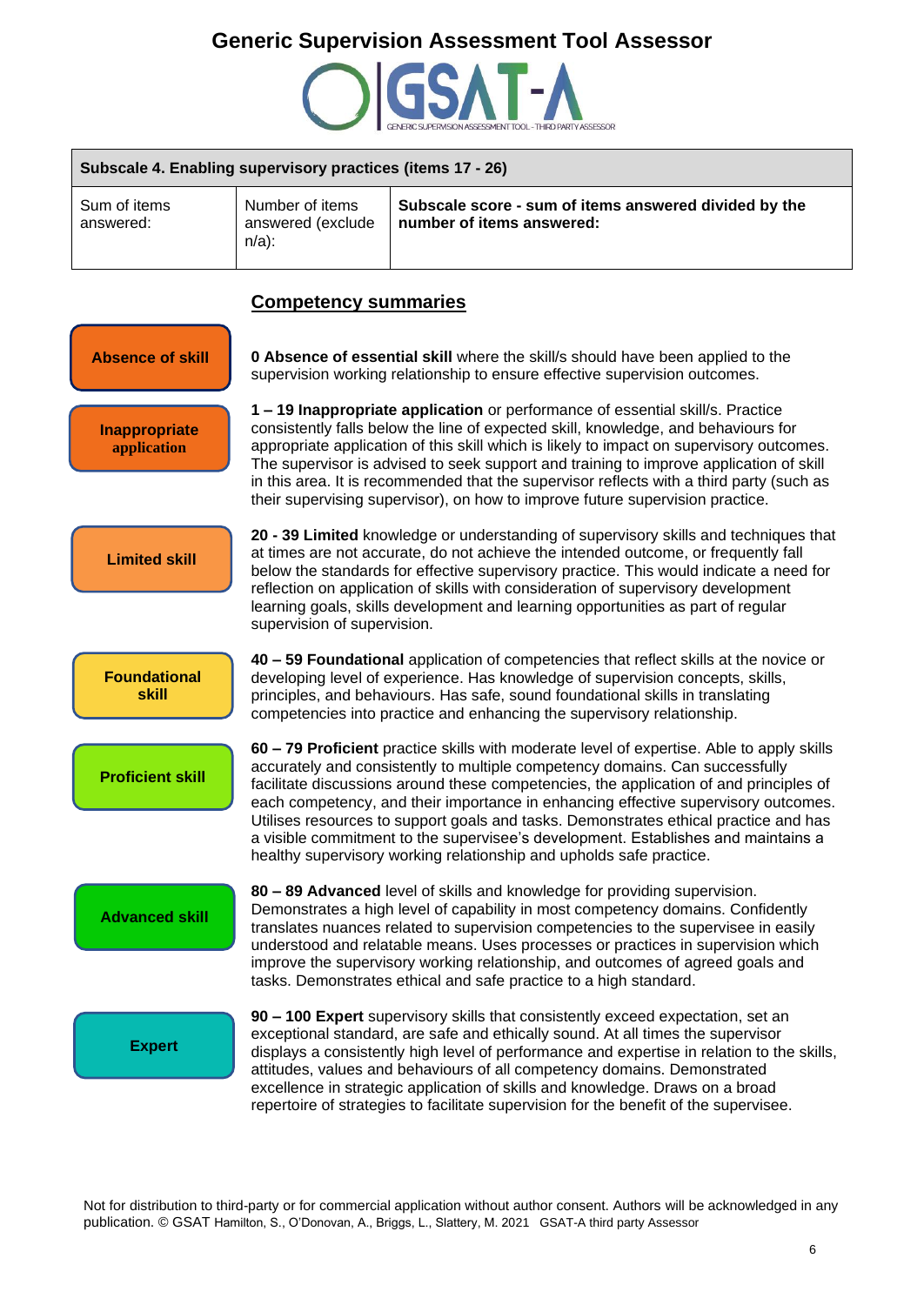# Generic Supervision Assessment Tool Assessor

GSAT-A

GENERIC SUPERVISION ASSESSMENT TOOL - THIRD PARTY ASSESSOR

| Subscale 4. Enabling supervisory practices (items 17 - 26) | | |
|---|---|---|
| Sum of items answered: | Number of items answered (exclude n/a): | **Subscale score - sum of items answered divided by the number of items answered:** |

## Competency summaries

**Absence of skill**

**0 Absence of essential skill** where the skill/s should have been applied to the supervision working relationship to ensure effective supervision outcomes.

**Inappropriate application**

**1 – 19 Inappropriate application** or performance of essential skill/s. Practice consistently falls below the line of expected skill, knowledge, and behaviours for appropriate application of this skill which is likely to impact on supervisory outcomes. The supervisor is advised to seek support and training to improve application of skill in this area. It is recommended that the supervisor reflects with a third party (such as their supervising supervisor), on how to improve future supervision practice.

**Limited skill**

**20 - 39 Limited** knowledge or understanding of supervisory skills and techniques that at times are not accurate, do not achieve the intended outcome, or frequently fall below the standards for effective supervisory practice. This would indicate a need for reflection on application of skills with consideration of supervisory development learning goals, skills development and learning opportunities as part of regular supervision of supervision.

**Foundational skill**

**40 – 59 Foundational** application of competencies that reflect skills at the novice or developing level of experience. Has knowledge of supervision concepts, skills, principles, and behaviours. Has safe, sound foundational skills in translating competencies into practice and enhancing the supervisory relationship.

**Proficient skill**

**60 – 79 Proficient** practice skills with moderate level of expertise. Able to apply skills accurately and consistently to multiple competency domains. Can successfully facilitate discussions around these competencies, the application of and principles of each competency, and their importance in enhancing effective supervisory outcomes. Utilises resources to support goals and tasks. Demonstrates ethical practice and has a visible commitment to the supervisee's development. Establishes and maintains a healthy supervisory working relationship and upholds safe practice.

**Advanced skill**

**80 – 89 Advanced** level of skills and knowledge for providing supervision. Demonstrates a high level of capability in most competency domains. Confidently translates nuances related to supervision competencies to the supervisee in easily understood and relatable means. Uses processes or practices in supervision which improve the supervisory working relationship, and outcomes of agreed goals and tasks. Demonstrates ethical and safe practice to a high standard.

**Expert**

**90 – 100 Expert** supervisory skills that consistently exceed expectation, set an exceptional standard, are safe and ethically sound. At all times the supervisor displays a consistently high level of performance and expertise in relation to the skills, attitudes, values and behaviours of all competency domains. Demonstrated excellence in strategic application of skills and knowledge. Draws on a broad repertoire of strategies to facilitate supervision for the benefit of the supervisee.

Not for distribution to third-party or for commercial application without author consent. Authors will be acknowledged in any publication. © GSAT Hamilton, S., O'Donovan, A., Briggs, L., Slattery, M. 2021 GSAT-A third party Assessor